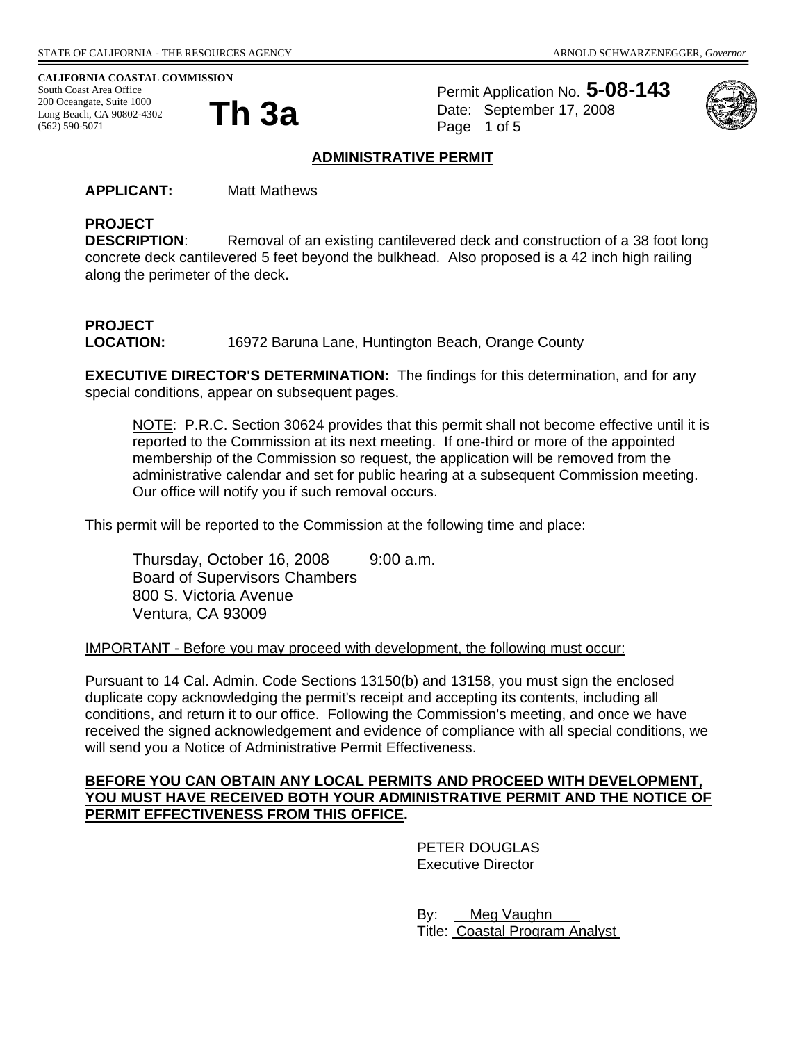STATE OF CALIFORNIA - THE RESOURCES AGENCY    ARNOLD SCHWARZENEGGER, *Governor*

**CALIFORNIA COASTAL COMMISSION**
South Coast Area Office
200 Oceangate, Suite 1000
Long Beach, CA 90802-4302
(562) 590-5071

# Th 3a

Permit Application No. **5-08-143**
Date: September 17, 2008
Page 1 of 5

## ADMINISTRATIVE PERMIT

**APPLICANT:** Matt Mathews

**PROJECT DESCRIPTION**: Removal of an existing cantilevered deck and construction of a 38 foot long concrete deck cantilevered 5 feet beyond the bulkhead. Also proposed is a 42 inch high railing along the perimeter of the deck.

**PROJECT LOCATION:** 16972 Baruna Lane, Huntington Beach, Orange County

**EXECUTIVE DIRECTOR'S DETERMINATION:** The findings for this determination, and for any special conditions, appear on subsequent pages.

> NOTE: P.R.C. Section 30624 provides that this permit shall not become effective until it is reported to the Commission at its next meeting. If one-third or more of the appointed membership of the Commission so request, the application will be removed from the administrative calendar and set for public hearing at a subsequent Commission meeting. Our office will notify you if such removal occurs.

This permit will be reported to the Commission at the following time and place:

> Thursday, October 16, 2008 9:00 a.m.
> Board of Supervisors Chambers
> 800 S. Victoria Avenue
> Ventura, CA 93009

IMPORTANT - Before you may proceed with development, the following must occur:

Pursuant to 14 Cal. Admin. Code Sections 13150(b) and 13158, you must sign the enclosed duplicate copy acknowledging the permit's receipt and accepting its contents, including all conditions, and return it to our office. Following the Commission's meeting, and once we have received the signed acknowledgement and evidence of compliance with all special conditions, we will send you a Notice of Administrative Permit Effectiveness.

**BEFORE YOU CAN OBTAIN ANY LOCAL PERMITS AND PROCEED WITH DEVELOPMENT, YOU MUST HAVE RECEIVED BOTH YOUR ADMINISTRATIVE PERMIT AND THE NOTICE OF PERMIT EFFECTIVENESS FROM THIS OFFICE.**

PETER DOUGLAS
Executive Director

By: Meg Vaughn
Title: Coastal Program Analyst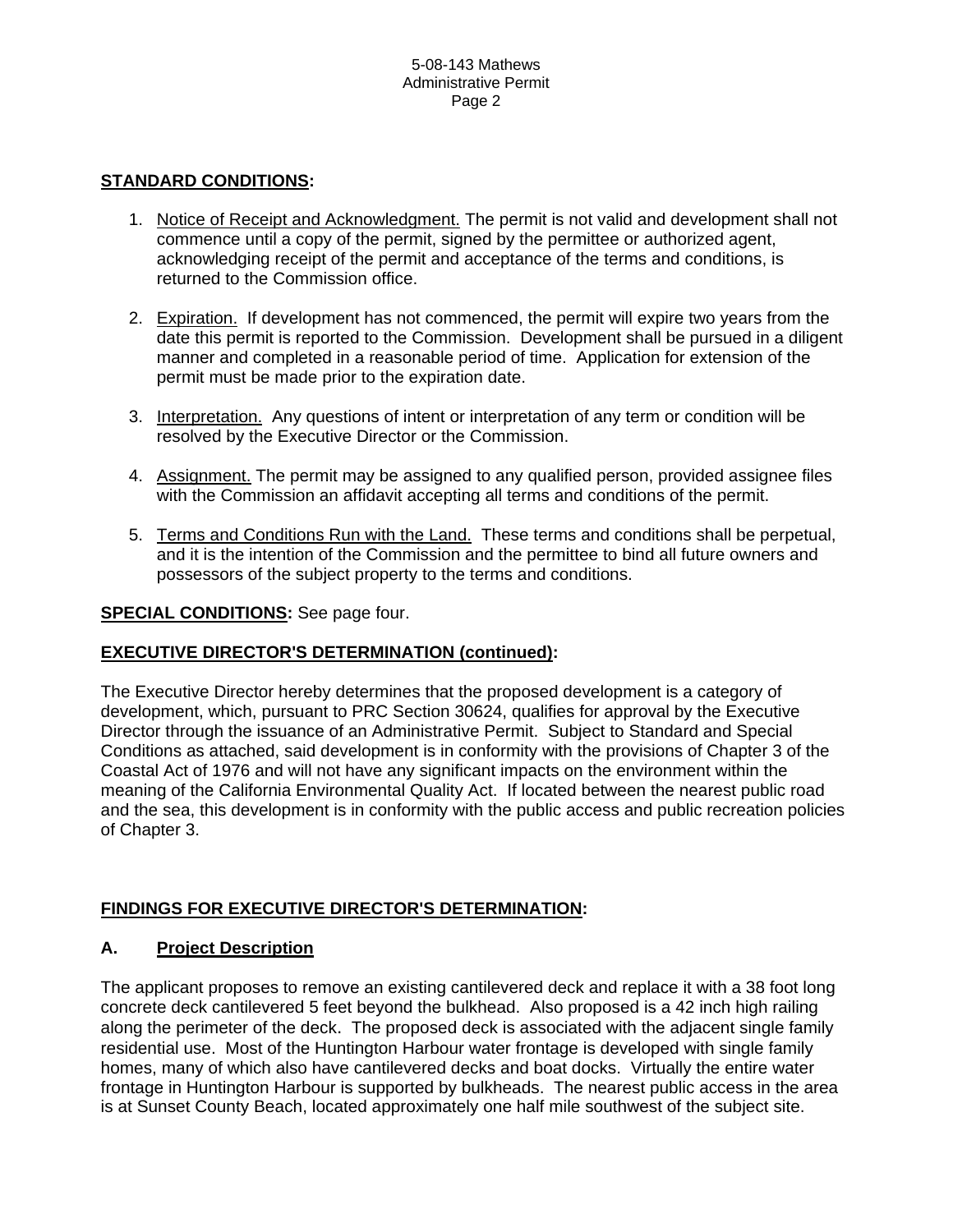**STANDARD CONDITIONS:**

1. Notice of Receipt and Acknowledgment. The permit is not valid and development shall not commence until a copy of the permit, signed by the permittee or authorized agent, acknowledging receipt of the permit and acceptance of the terms and conditions, is returned to the Commission office.

2. Expiration. If development has not commenced, the permit will expire two years from the date this permit is reported to the Commission. Development shall be pursued in a diligent manner and completed in a reasonable period of time. Application for extension of the permit must be made prior to the expiration date.

3. Interpretation. Any questions of intent or interpretation of any term or condition will be resolved by the Executive Director or the Commission.

4. Assignment. The permit may be assigned to any qualified person, provided assignee files with the Commission an affidavit accepting all terms and conditions of the permit.

5. Terms and Conditions Run with the Land. These terms and conditions shall be perpetual, and it is the intention of the Commission and the permittee to bind all future owners and possessors of the subject property to the terms and conditions.

**SPECIAL CONDITIONS:** See page four.

**EXECUTIVE DIRECTOR'S DETERMINATION (continued):**

The Executive Director hereby determines that the proposed development is a category of development, which, pursuant to PRC Section 30624, qualifies for approval by the Executive Director through the issuance of an Administrative Permit. Subject to Standard and Special Conditions as attached, said development is in conformity with the provisions of Chapter 3 of the Coastal Act of 1976 and will not have any significant impacts on the environment within the meaning of the California Environmental Quality Act. If located between the nearest public road and the sea, this development is in conformity with the public access and public recreation policies of Chapter 3.

**FINDINGS FOR EXECUTIVE DIRECTOR'S DETERMINATION:**

**A. Project Description**

The applicant proposes to remove an existing cantilevered deck and replace it with a 38 foot long concrete deck cantilevered 5 feet beyond the bulkhead. Also proposed is a 42 inch high railing along the perimeter of the deck. The proposed deck is associated with the adjacent single family residential use. Most of the Huntington Harbour water frontage is developed with single family homes, many of which also have cantilevered decks and boat docks. Virtually the entire water frontage in Huntington Harbour is supported by bulkheads. The nearest public access in the area is at Sunset County Beach, located approximately one half mile southwest of the subject site.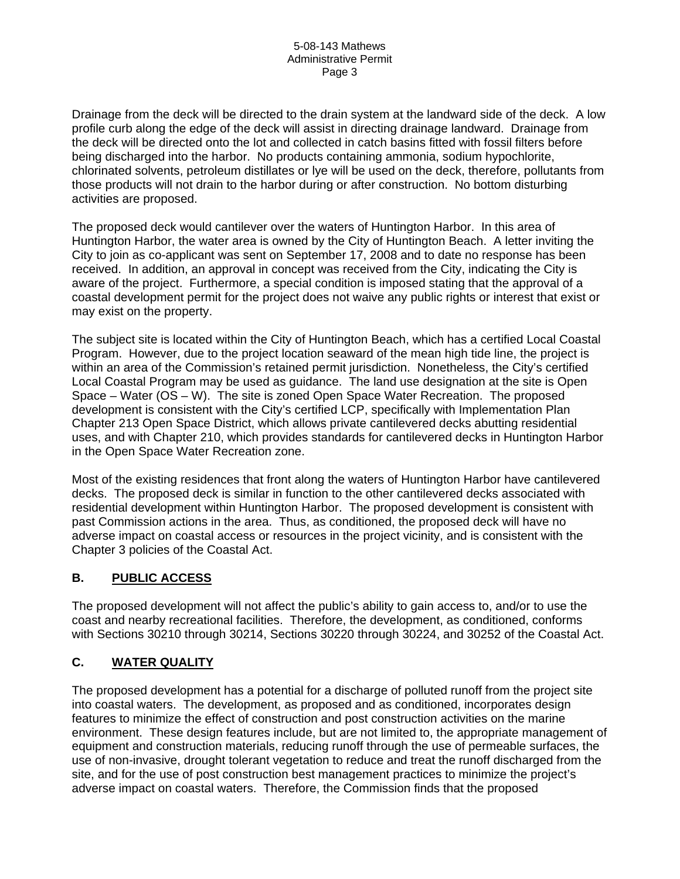Drainage from the deck will be directed to the drain system at the landward side of the deck. A low profile curb along the edge of the deck will assist in directing drainage landward. Drainage from the deck will be directed onto the lot and collected in catch basins fitted with fossil filters before being discharged into the harbor. No products containing ammonia, sodium hypochlorite, chlorinated solvents, petroleum distillates or lye will be used on the deck, therefore, pollutants from those products will not drain to the harbor during or after construction. No bottom disturbing activities are proposed.

The proposed deck would cantilever over the waters of Huntington Harbor. In this area of Huntington Harbor, the water area is owned by the City of Huntington Beach. A letter inviting the City to join as co-applicant was sent on September 17, 2008 and to date no response has been received. In addition, an approval in concept was received from the City, indicating the City is aware of the project. Furthermore, a special condition is imposed stating that the approval of a coastal development permit for the project does not waive any public rights or interest that exist or may exist on the property.

The subject site is located within the City of Huntington Beach, which has a certified Local Coastal Program. However, due to the project location seaward of the mean high tide line, the project is within an area of the Commission's retained permit jurisdiction. Nonetheless, the City's certified Local Coastal Program may be used as guidance. The land use designation at the site is Open Space – Water (OS – W). The site is zoned Open Space Water Recreation. The proposed development is consistent with the City's certified LCP, specifically with Implementation Plan Chapter 213 Open Space District, which allows private cantilevered decks abutting residential uses, and with Chapter 210, which provides standards for cantilevered decks in Huntington Harbor in the Open Space Water Recreation zone.

Most of the existing residences that front along the waters of Huntington Harbor have cantilevered decks. The proposed deck is similar in function to the other cantilevered decks associated with residential development within Huntington Harbor. The proposed development is consistent with past Commission actions in the area. Thus, as conditioned, the proposed deck will have no adverse impact on coastal access or resources in the project vicinity, and is consistent with the Chapter 3 policies of the Coastal Act.

## B. PUBLIC ACCESS

The proposed development will not affect the public's ability to gain access to, and/or to use the coast and nearby recreational facilities. Therefore, the development, as conditioned, conforms with Sections 30210 through 30214, Sections 30220 through 30224, and 30252 of the Coastal Act.

## C. WATER QUALITY

The proposed development has a potential for a discharge of polluted runoff from the project site into coastal waters. The development, as proposed and as conditioned, incorporates design features to minimize the effect of construction and post construction activities on the marine environment. These design features include, but are not limited to, the appropriate management of equipment and construction materials, reducing runoff through the use of permeable surfaces, the use of non-invasive, drought tolerant vegetation to reduce and treat the runoff discharged from the site, and for the use of post construction best management practices to minimize the project's adverse impact on coastal waters. Therefore, the Commission finds that the proposed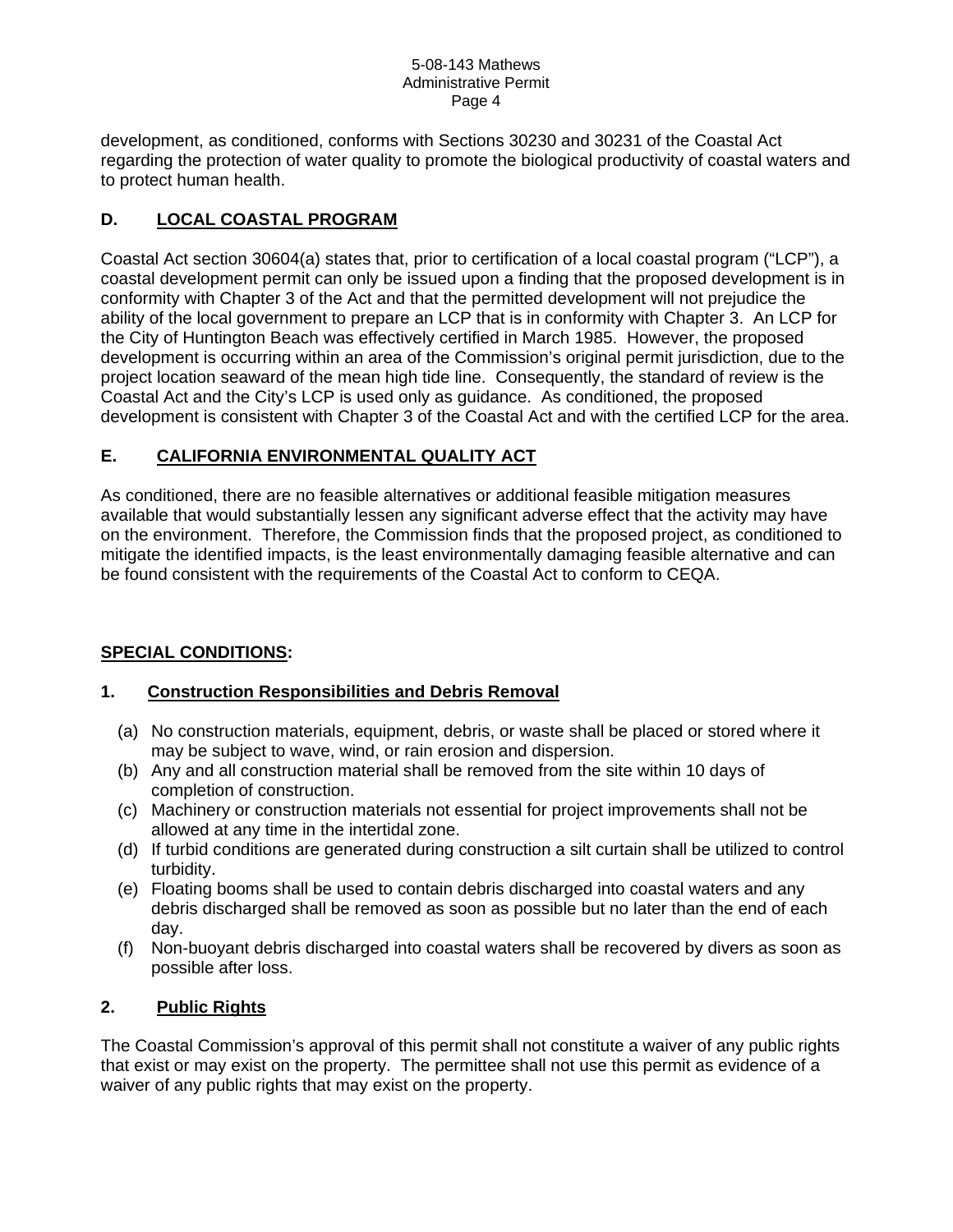development, as conditioned, conforms with Sections 30230 and 30231 of the Coastal Act regarding the protection of water quality to promote the biological productivity of coastal waters and to protect human health.

## D. LOCAL COASTAL PROGRAM

Coastal Act section 30604(a) states that, prior to certification of a local coastal program ("LCP"), a coastal development permit can only be issued upon a finding that the proposed development is in conformity with Chapter 3 of the Act and that the permitted development will not prejudice the ability of the local government to prepare an LCP that is in conformity with Chapter 3. An LCP for the City of Huntington Beach was effectively certified in March 1985. However, the proposed development is occurring within an area of the Commission's original permit jurisdiction, due to the project location seaward of the mean high tide line. Consequently, the standard of review is the Coastal Act and the City's LCP is used only as guidance. As conditioned, the proposed development is consistent with Chapter 3 of the Coastal Act and with the certified LCP for the area.

## E. CALIFORNIA ENVIRONMENTAL QUALITY ACT

As conditioned, there are no feasible alternatives or additional feasible mitigation measures available that would substantially lessen any significant adverse effect that the activity may have on the environment. Therefore, the Commission finds that the proposed project, as conditioned to mitigate the identified impacts, is the least environmentally damaging feasible alternative and can be found consistent with the requirements of the Coastal Act to conform to CEQA.

## SPECIAL CONDITIONS:

### 1. Construction Responsibilities and Debris Removal

(a) No construction materials, equipment, debris, or waste shall be placed or stored where it may be subject to wave, wind, or rain erosion and dispersion.

(b) Any and all construction material shall be removed from the site within 10 days of completion of construction.

(c) Machinery or construction materials not essential for project improvements shall not be allowed at any time in the intertidal zone.

(d) If turbid conditions are generated during construction a silt curtain shall be utilized to control turbidity.

(e) Floating booms shall be used to contain debris discharged into coastal waters and any debris discharged shall be removed as soon as possible but no later than the end of each day.

(f) Non-buoyant debris discharged into coastal waters shall be recovered by divers as soon as possible after loss.

### 2. Public Rights

The Coastal Commission's approval of this permit shall not constitute a waiver of any public rights that exist or may exist on the property. The permittee shall not use this permit as evidence of a waiver of any public rights that may exist on the property.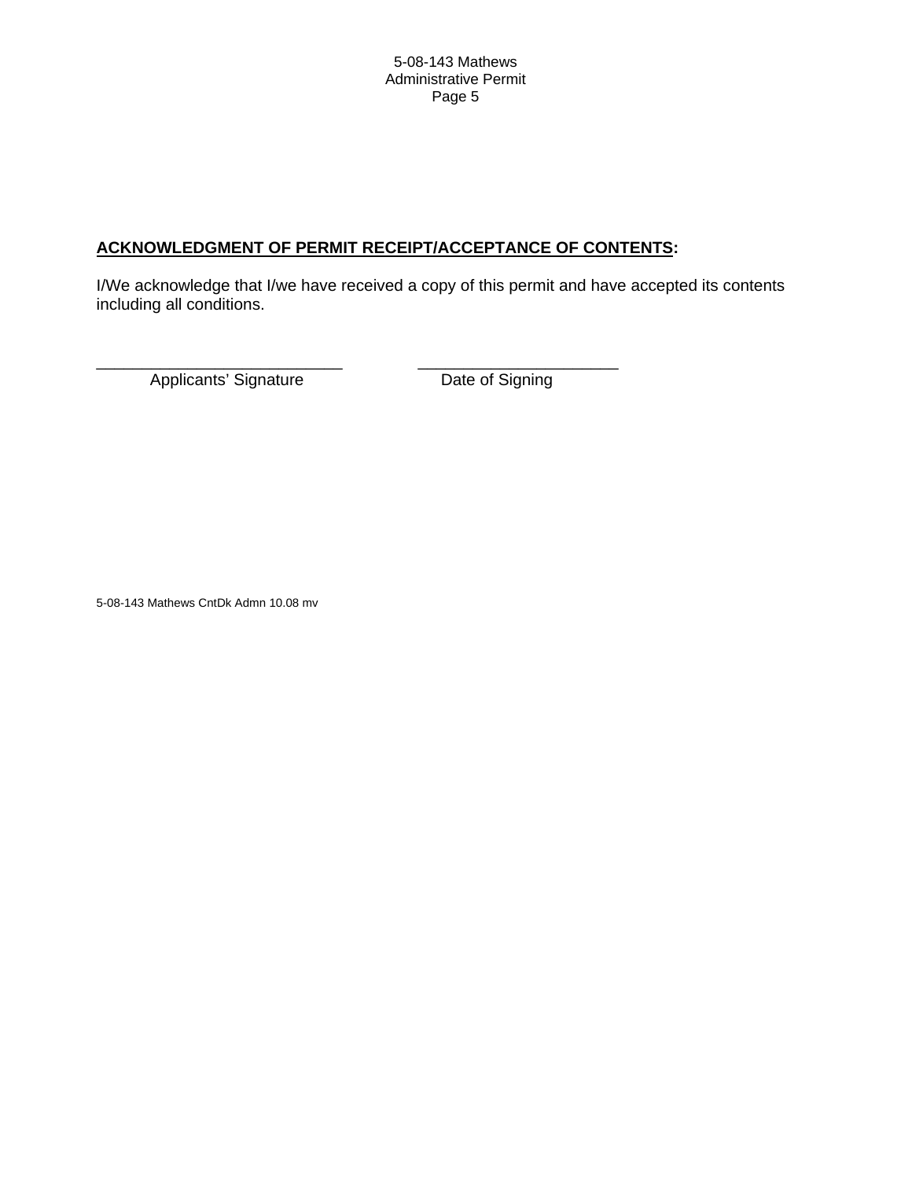**ACKNOWLEDGMENT OF PERMIT RECEIPT/ACCEPTANCE OF CONTENTS:**

I/We acknowledge that I/we have received a copy of this permit and have accepted its contents including all conditions.

\_\_\_\_\_\_\_\_\_\_\_\_\_\_\_\_\_\_\_\_\_\_\_\_\_\_\_ \_\_\_\_\_\_\_\_\_\_\_\_\_\_\_\_\_\_\_\_\_\_

Applicants' Signature Date of Signing

5-08-143 Mathews CntDk Admn 10.08 mv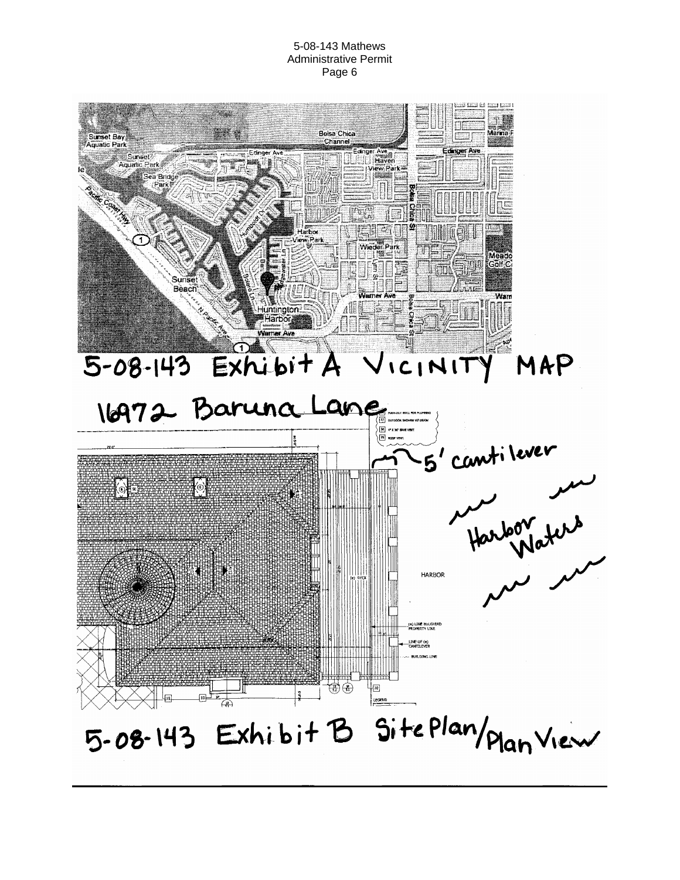5-08-143 Exhibit A VICINITY MAP

16972 Baruna Lane

5' cantilever

Harbor Waters

HARBOR

5-08-143 Exhibit B Site Plan/Plan View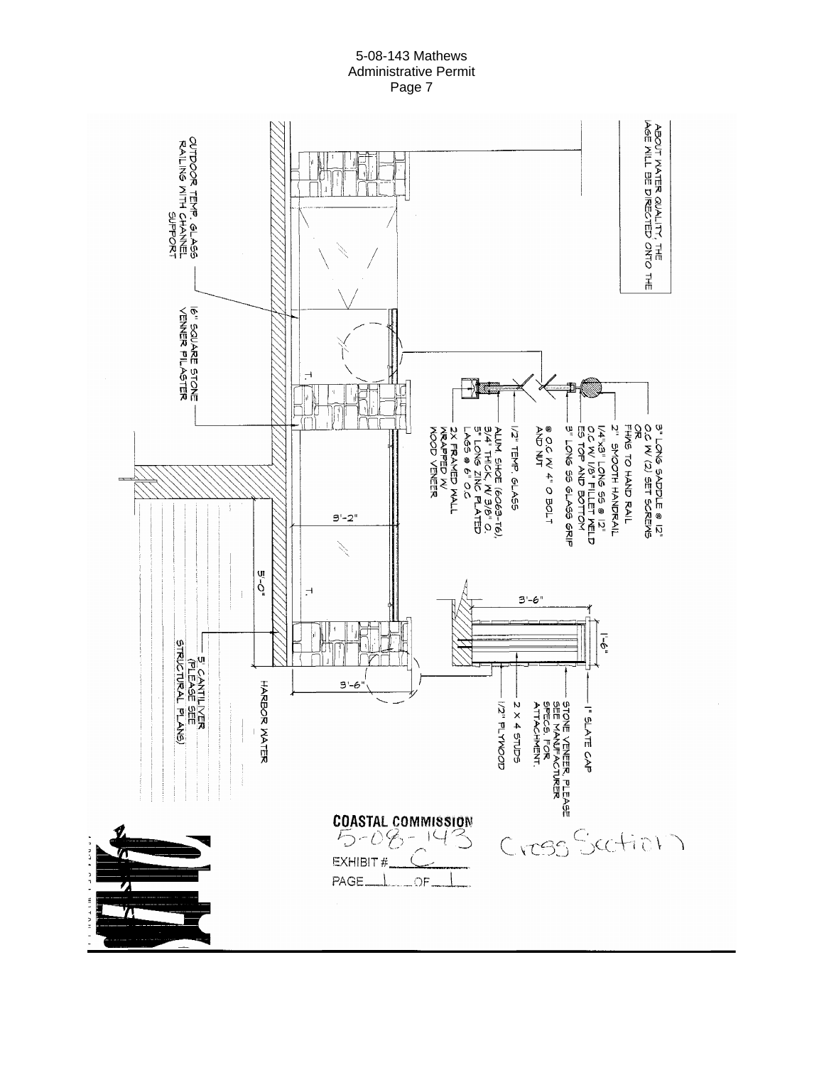ABOUT WATER QUALITY, THE
IAGE WILL BE DIRECTED ONTO THE

OUTDOOR TEMP. GLASS
RAILING WITH CHANNEL
SUPPORT

16" SQUARE STONE
VENEER PILASTER

3" LONG SADDLE @ 12"
O.C W/ (2) SET SCREWS
OR
FHMS TO HAND RAIL

2" SMOOTH HANDRAIL

1/4"x3" LONG SS @ 12"
O.C W/ 1/8" FILLET WELD
ES TOP AND BOTTOM

3" LONG SS GLASS GRIP
@ O.C W/ 4" O BOLT
AND NUT

1/2" TEMP. GLASS

ALUM. SHOE (6063-T6),
3/4" THICK W/ 3/8" O.
5" LONG ZINC PLATED
LAGS @ 6" O.C

2X FRAMED WALL
WRAPPED W/
WOOD VENEER

3'-2"

3'-6"

1'-6"

5'-0"

3'-6"

1" SLATE CAP

STONE VENEER, PLEASE
SEE MANUFACTURER
SPECS FOR
ATTACHMENT.

2 x 4 STUDS

1/2" PLYWOOD

5' CANTILEVER
(PLEASE SEE
STRUCTURAL PLANS)

HARBOR WATER

COASTAL COMMISSION
5-08-143
EXHIBIT # C
PAGE 1 OF 1

Cross Section